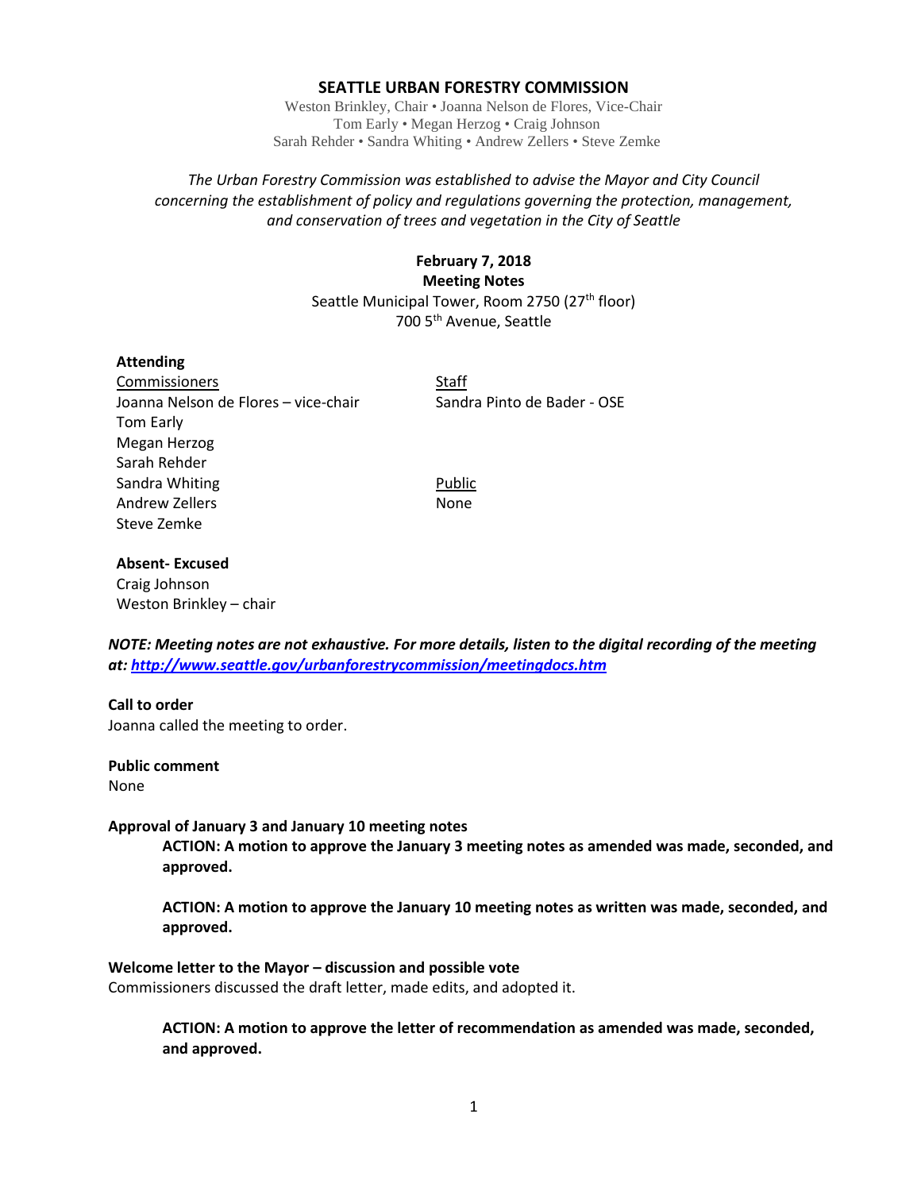# SEATTLE URBAN FORESTRY COMMISSION

Weston Brinkley, Chair • Joanna Nelson de Flores, Vice-Chair
Tom Early • Megan Herzog • Craig Johnson
Sarah Rehder • Sandra Whiting • Andrew Zellers • Steve Zemke

*The Urban Forestry Commission was established to advise the Mayor and City Council concerning the establishment of policy and regulations governing the protection, management, and conservation of trees and vegetation in the City of Seattle*

**February 7, 2018**
**Meeting Notes**
Seattle Municipal Tower, Room 2750 (27th floor)
700 5th Avenue, Seattle

**Attending**

| Commissioners | Staff |
|---|---|
| Joanna Nelson de Flores – vice-chair | Sandra Pinto de Bader - OSE |
| Tom Early | |
| Megan Herzog | |
| Sarah Rehder | |
| Sandra Whiting | Public |
| Andrew Zellers | None |
| Steve Zemke | |

**Absent- Excused**
Craig Johnson
Weston Brinkley – chair

***NOTE: Meeting notes are not exhaustive. For more details, listen to the digital recording of the meeting at: http://www.seattle.gov/urbanforestrycommission/meetingdocs.htm***

**Call to order**
Joanna called the meeting to order.

**Public comment**
None

**Approval of January 3 and January 10 meeting notes**

**ACTION: A motion to approve the January 3 meeting notes as amended was made, seconded, and approved.**

**ACTION: A motion to approve the January 10 meeting notes as written was made, seconded, and approved.**

**Welcome letter to the Mayor – discussion and possible vote**
Commissioners discussed the draft letter, made edits, and adopted it.

**ACTION: A motion to approve the letter of recommendation as amended was made, seconded, and approved.**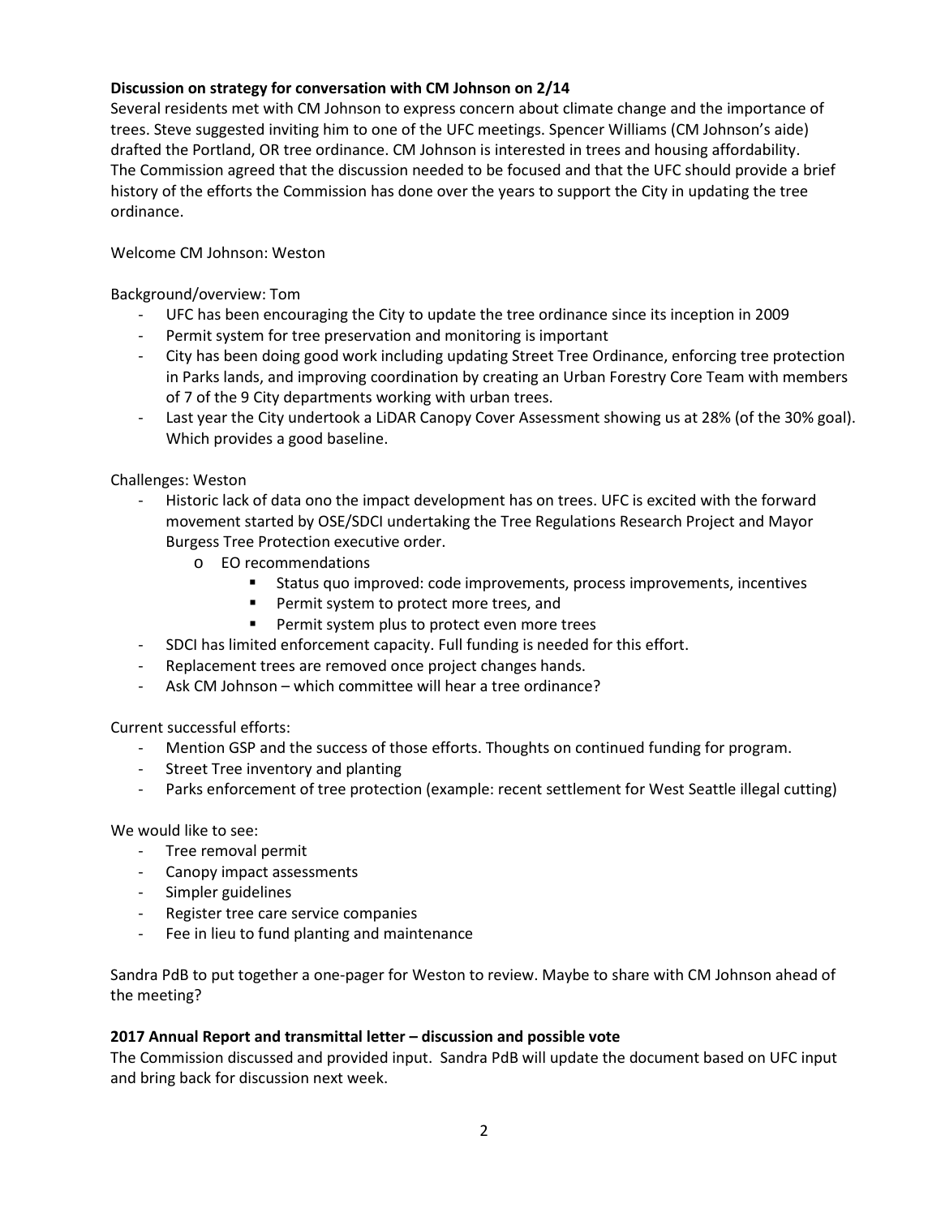**Discussion on strategy for conversation with CM Johnson on 2/14**

Several residents met with CM Johnson to express concern about climate change and the importance of trees. Steve suggested inviting him to one of the UFC meetings. Spencer Williams (CM Johnson's aide) drafted the Portland, OR tree ordinance. CM Johnson is interested in trees and housing affordability. The Commission agreed that the discussion needed to be focused and that the UFC should provide a brief history of the efforts the Commission has done over the years to support the City in updating the tree ordinance.

Welcome CM Johnson: Weston

Background/overview: Tom

- UFC has been encouraging the City to update the tree ordinance since its inception in 2009
- Permit system for tree preservation and monitoring is important
- City has been doing good work including updating Street Tree Ordinance, enforcing tree protection in Parks lands, and improving coordination by creating an Urban Forestry Core Team with members of 7 of the 9 City departments working with urban trees.
- Last year the City undertook a LiDAR Canopy Cover Assessment showing us at 28% (of the 30% goal). Which provides a good baseline.

Challenges: Weston

- Historic lack of data ono the impact development has on trees. UFC is excited with the forward movement started by OSE/SDCI undertaking the Tree Regulations Research Project and Mayor Burgess Tree Protection executive order.
  - EO recommendations
    - Status quo improved: code improvements, process improvements, incentives
    - Permit system to protect more trees, and
    - Permit system plus to protect even more trees
- SDCI has limited enforcement capacity. Full funding is needed for this effort.
- Replacement trees are removed once project changes hands.
- Ask CM Johnson – which committee will hear a tree ordinance?

Current successful efforts:

- Mention GSP and the success of those efforts. Thoughts on continued funding for program.
- Street Tree inventory and planting
- Parks enforcement of tree protection (example: recent settlement for West Seattle illegal cutting)

We would like to see:

- Tree removal permit
- Canopy impact assessments
- Simpler guidelines
- Register tree care service companies
- Fee in lieu to fund planting and maintenance

Sandra PdB to put together a one-pager for Weston to review. Maybe to share with CM Johnson ahead of the meeting?

**2017 Annual Report and transmittal letter – discussion and possible vote**

The Commission discussed and provided input. Sandra PdB will update the document based on UFC input and bring back for discussion next week.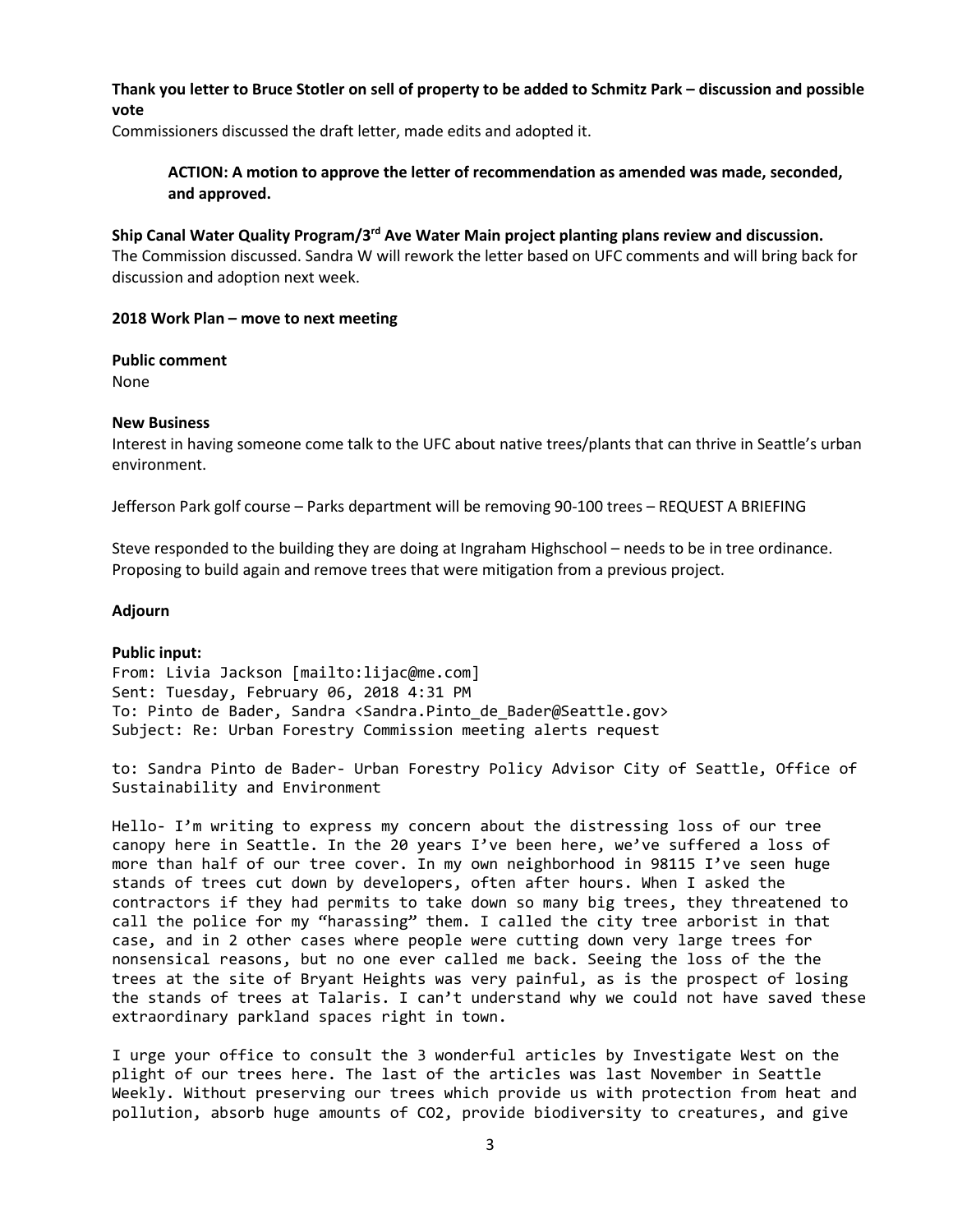**Thank you letter to Bruce Stotler on sell of property to be added to Schmitz Park – discussion and possible vote**

Commissioners discussed the draft letter, made edits and adopted it.

> **ACTION: A motion to approve the letter of recommendation as amended was made, seconded, and approved.**

**Ship Canal Water Quality Program/3rd Ave Water Main project planting plans review and discussion.**

The Commission discussed. Sandra W will rework the letter based on UFC comments and will bring back for discussion and adoption next week.

**2018 Work Plan – move to next meeting**

**Public comment**

None

**New Business**

Interest in having someone come talk to the UFC about native trees/plants that can thrive in Seattle's urban environment.

Jefferson Park golf course – Parks department will be removing 90-100 trees – REQUEST A BRIEFING

Steve responded to the building they are doing at Ingraham Highschool – needs to be in tree ordinance. Proposing to build again and remove trees that were mitigation from a previous project.

**Adjourn**

**Public input:**

```
From: Livia Jackson [mailto:lijac@me.com]
Sent: Tuesday, February 06, 2018 4:31 PM
To: Pinto de Bader, Sandra <Sandra.Pinto_de_Bader@Seattle.gov>
Subject: Re: Urban Forestry Commission meeting alerts request

to: Sandra Pinto de Bader- Urban Forestry Policy Advisor City of Seattle, Office of
Sustainability and Environment

Hello- I'm writing to express my concern about the distressing loss of our tree
canopy here in Seattle. In the 20 years I've been here, we've suffered a loss of
more than half of our tree cover. In my own neighborhood in 98115 I've seen huge
stands of trees cut down by developers, often after hours. When I asked the
contractors if they had permits to take down so many big trees, they threatened to
call the police for my "harassing" them. I called the city tree arborist in that
case, and in 2 other cases where people were cutting down very large trees for
nonsensical reasons, but no one ever called me back. Seeing the loss of the the
trees at the site of Bryant Heights was very painful, as is the prospect of losing
the stands of trees at Talaris. I can't understand why we could not have saved these
extraordinary parkland spaces right in town.

I urge your office to consult the 3 wonderful articles by Investigate West on the
plight of our trees here. The last of the articles was last November in Seattle
Weekly. Without preserving our trees which provide us with protection from heat and
pollution, absorb huge amounts of CO2, provide biodiversity to creatures, and give
```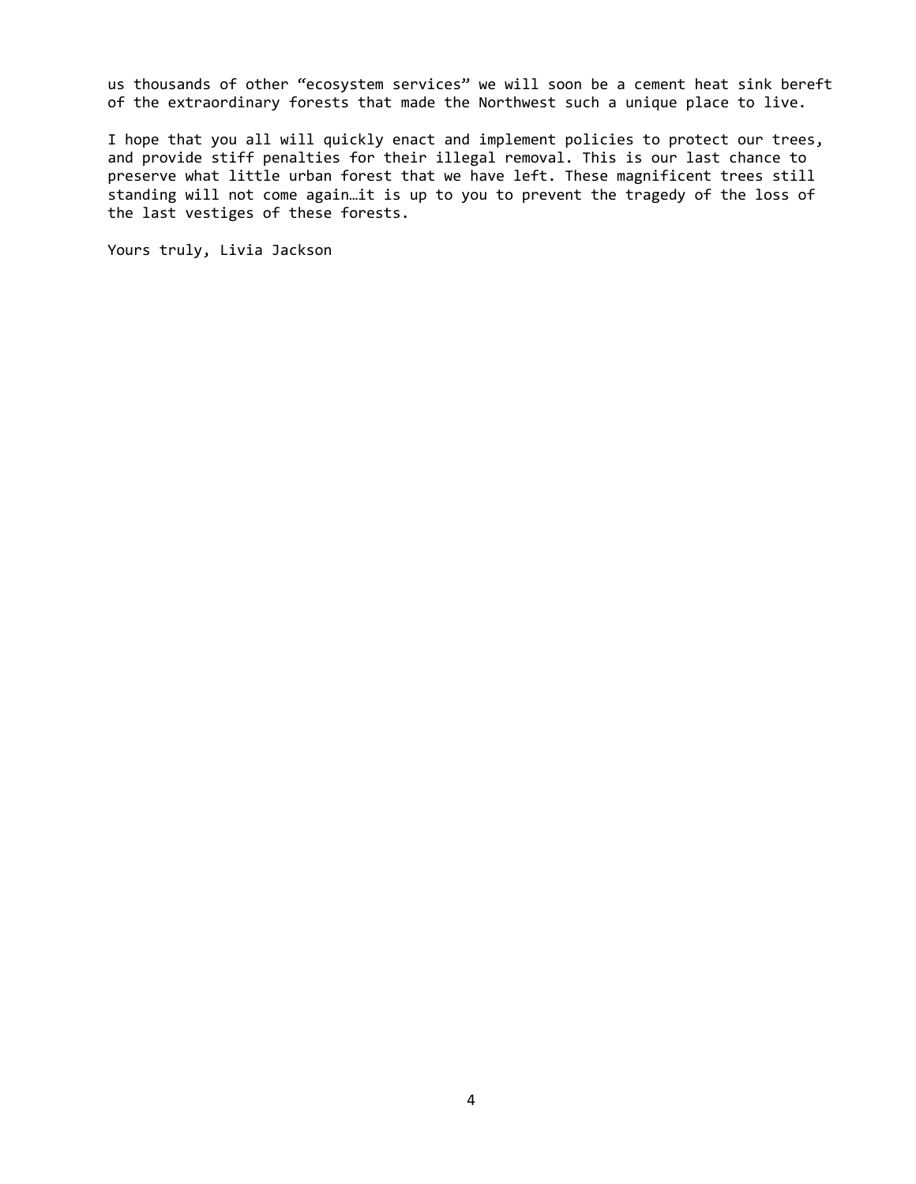us thousands of other "ecosystem services" we will soon be a cement heat sink bereft of the extraordinary forests that made the Northwest such a unique place to live.

I hope that you all will quickly enact and implement policies to protect our trees, and provide stiff penalties for their illegal removal. This is our last chance to preserve what little urban forest that we have left. These magnificent trees still standing will not come again…it is up to you to prevent the tragedy of the loss of the last vestiges of these forests.

Yours truly, Livia Jackson